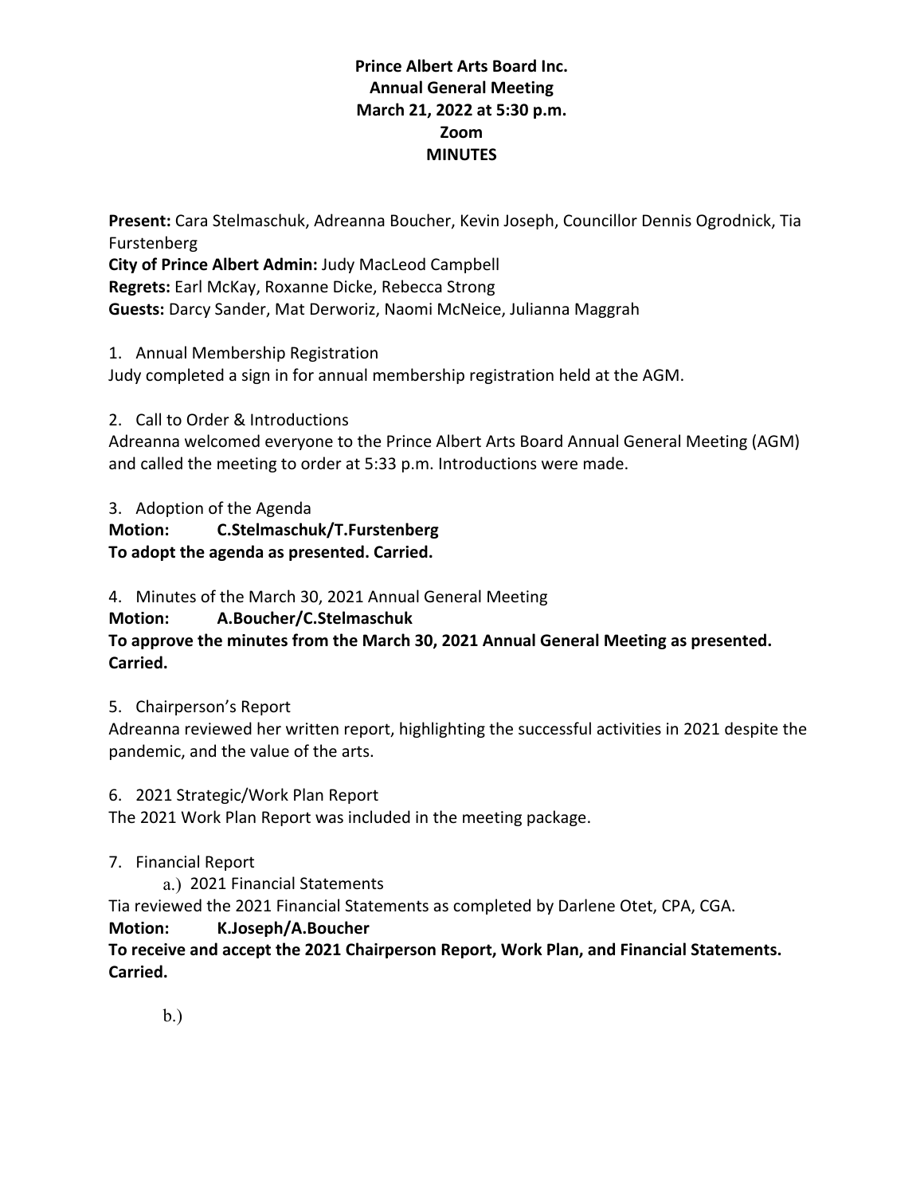**Prince Albert Arts Board Inc.**
**Annual General Meeting**
**March 21, 2022 at 5:30 p.m.**
**Zoom**
**MINUTES**

**Present:** Cara Stelmaschuk, Adreanna Boucher, Kevin Joseph, Councillor Dennis Ogrodnick, Tia Furstenberg
**City of Prince Albert Admin:** Judy MacLeod Campbell
**Regrets:** Earl McKay, Roxanne Dicke, Rebecca Strong
**Guests:** Darcy Sander, Mat Derworiz, Naomi McNeice, Julianna Maggrah

1. Annual Membership Registration

Judy completed a sign in for annual membership registration held at the AGM.

2. Call to Order & Introductions

Adreanna welcomed everyone to the Prince Albert Arts Board Annual General Meeting (AGM) and called the meeting to order at 5:33 p.m. Introductions were made.

3. Adoption of the Agenda

**Motion: C.Stelmaschuk/T.Furstenberg**
**To adopt the agenda as presented. Carried.**

4. Minutes of the March 30, 2021 Annual General Meeting

**Motion: A.Boucher/C.Stelmaschuk**
**To approve the minutes from the March 30, 2021 Annual General Meeting as presented. Carried.**

5. Chairperson's Report

Adreanna reviewed her written report, highlighting the successful activities in 2021 despite the pandemic, and the value of the arts.

6. 2021 Strategic/Work Plan Report

The 2021 Work Plan Report was included in the meeting package.

7. Financial Report

a.) 2021 Financial Statements

Tia reviewed the 2021 Financial Statements as completed by Darlene Otet, CPA, CGA.

**Motion: K.Joseph/A.Boucher**
**To receive and accept the 2021 Chairperson Report, Work Plan, and Financial Statements. Carried.**

b.)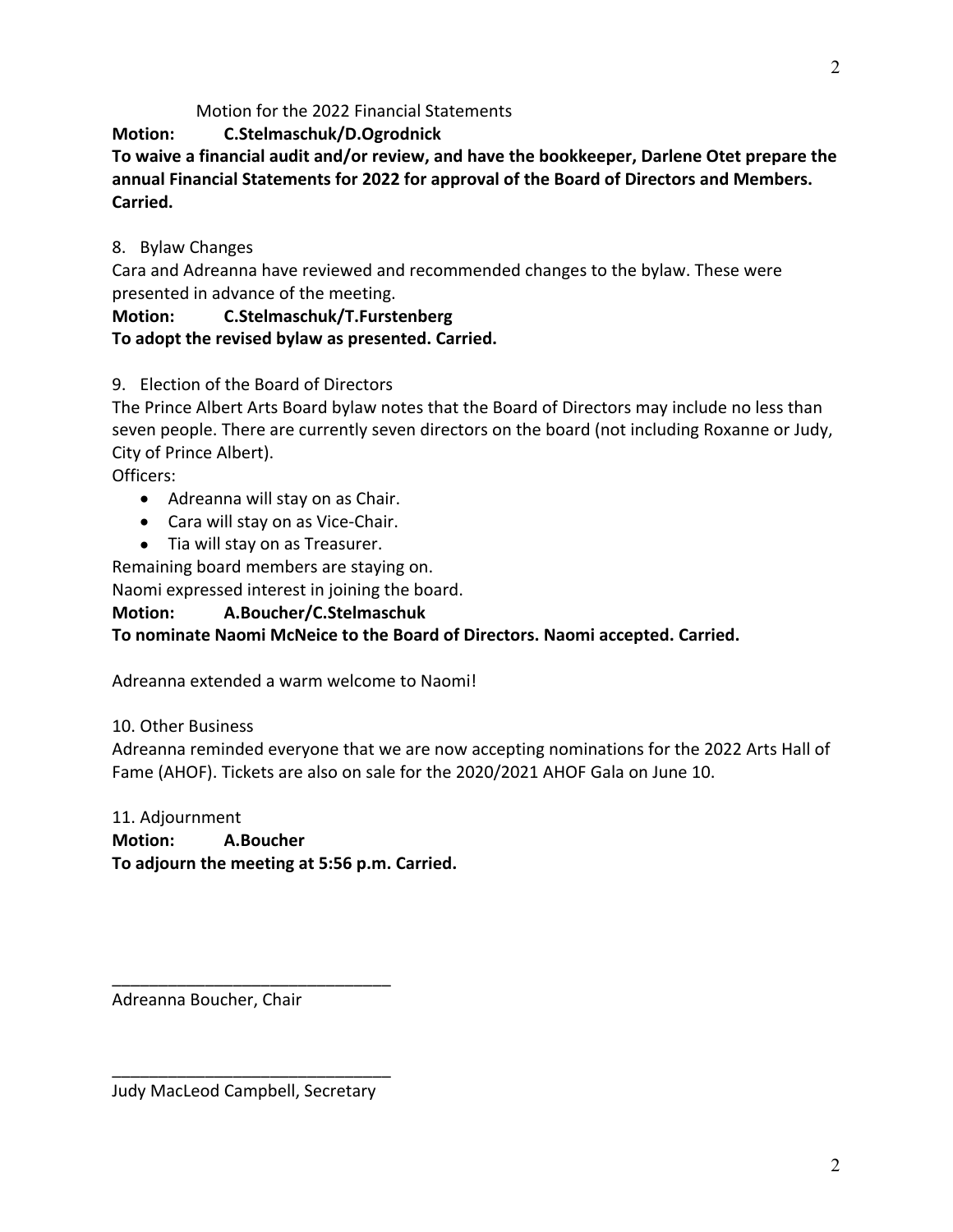Motion for the 2022 Financial Statements

**Motion: C.Stelmaschuk/D.Ogrodnick**
**To waive a financial audit and/or review, and have the bookkeeper, Darlene Otet prepare the annual Financial Statements for 2022 for approval of the Board of Directors and Members. Carried.**

8. Bylaw Changes

Cara and Adreanna have reviewed and recommended changes to the bylaw. These were presented in advance of the meeting.

**Motion: C.Stelmaschuk/T.Furstenberg**
**To adopt the revised bylaw as presented. Carried.**

9. Election of the Board of Directors

The Prince Albert Arts Board bylaw notes that the Board of Directors may include no less than seven people. There are currently seven directors on the board (not including Roxanne or Judy, City of Prince Albert).

Officers:

- Adreanna will stay on as Chair.
- Cara will stay on as Vice-Chair.
- Tia will stay on as Treasurer.

Remaining board members are staying on.

Naomi expressed interest in joining the board.

**Motion: A.Boucher/C.Stelmaschuk**
**To nominate Naomi McNeice to the Board of Directors. Naomi accepted. Carried.**

Adreanna extended a warm welcome to Naomi!

10. Other Business

Adreanna reminded everyone that we are now accepting nominations for the 2022 Arts Hall of Fame (AHOF). Tickets are also on sale for the 2020/2021 AHOF Gala on June 10.

11. Adjournment

**Motion: A.Boucher**
**To adjourn the meeting at 5:56 p.m. Carried.**

______________________________
Adreanna Boucher, Chair

______________________________
Judy MacLeod Campbell, Secretary